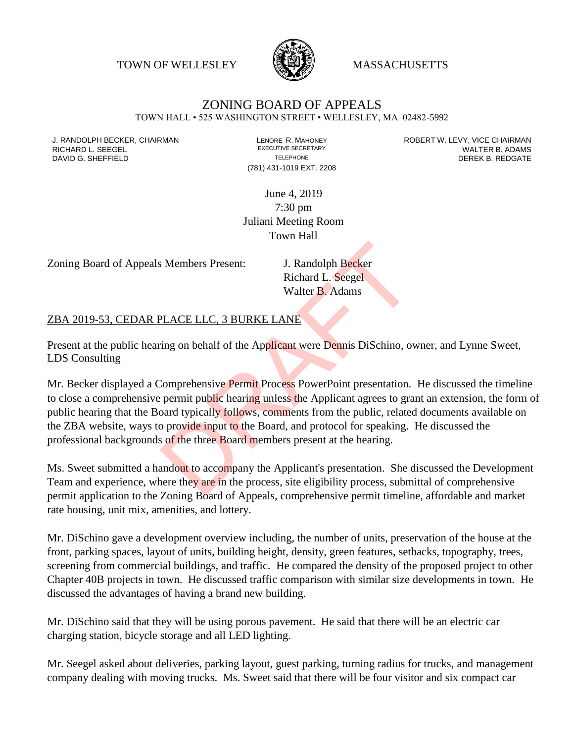TOWN OF WELLESLEY MASSACHUSETTS

# ZONING BOARD OF APPEALS

TOWN HALL • 525 WASHINGTON STREET • WELLESLEY, MA 02482-5992

J. RANDOLPH BECKER, CHAIRMAN
RICHARD L. SEEGEL
DAVID G. SHEFFIELD

LENORE R. MAHONEY
EXECUTIVE SECRETARY
TELEPHONE
(781) 431-1019 EXT. 2208

ROBERT W. LEVY, VICE CHAIRMAN
WALTER B. ADAMS
DEREK B. REDGATE

June 4, 2019
7:30 pm
Juliani Meeting Room
Town Hall

Zoning Board of Appeals Members Present: J. Randolph Becker
Richard L. Seegel
Walter B. Adams

## ZBA 2019-53, CEDAR PLACE LLC, 3 BURKE LANE

Present at the public hearing on behalf of the Applicant were Dennis DiSchino, owner, and Lynne Sweet, LDS Consulting

Mr. Becker displayed a Comprehensive Permit Process PowerPoint presentation. He discussed the timeline to close a comprehensive permit public hearing unless the Applicant agrees to grant an extension, the form of public hearing that the Board typically follows, comments from the public, related documents available on the ZBA website, ways to provide input to the Board, and protocol for speaking. He discussed the professional backgrounds of the three Board members present at the hearing.

Ms. Sweet submitted a handout to accompany the Applicant's presentation. She discussed the Development Team and experience, where they are in the process, site eligibility process, submittal of comprehensive permit application to the Zoning Board of Appeals, comprehensive permit timeline, affordable and market rate housing, unit mix, amenities, and lottery.

Mr. DiSchino gave a development overview including, the number of units, preservation of the house at the front, parking spaces, layout of units, building height, density, green features, setbacks, topography, trees, screening from commercial buildings, and traffic. He compared the density of the proposed project to other Chapter 40B projects in town. He discussed traffic comparison with similar size developments in town. He discussed the advantages of having a brand new building.

Mr. DiSchino said that they will be using porous pavement. He said that there will be an electric car charging station, bicycle storage and all LED lighting.

Mr. Seegel asked about deliveries, parking layout, guest parking, turning radius for trucks, and management company dealing with moving trucks. Ms. Sweet said that there will be four visitor and six compact car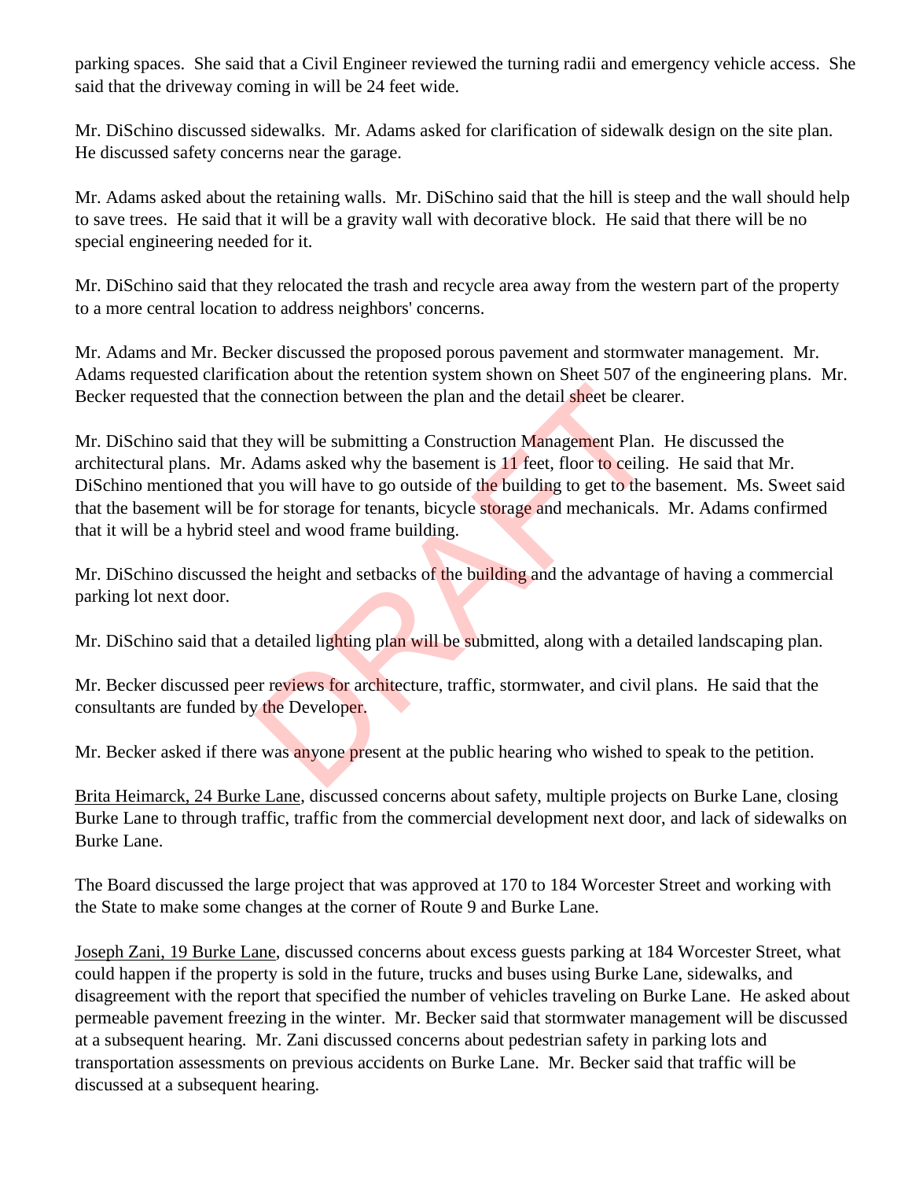parking spaces. She said that a Civil Engineer reviewed the turning radii and emergency vehicle access. She said that the driveway coming in will be 24 feet wide.

Mr. DiSchino discussed sidewalks. Mr. Adams asked for clarification of sidewalk design on the site plan. He discussed safety concerns near the garage.

Mr. Adams asked about the retaining walls. Mr. DiSchino said that the hill is steep and the wall should help to save trees. He said that it will be a gravity wall with decorative block. He said that there will be no special engineering needed for it.

Mr. DiSchino said that they relocated the trash and recycle area away from the western part of the property to a more central location to address neighbors' concerns.

Mr. Adams and Mr. Becker discussed the proposed porous pavement and stormwater management. Mr. Adams requested clarification about the retention system shown on Sheet 507 of the engineering plans. Mr. Becker requested that the connection between the plan and the detail sheet be clearer.

Mr. DiSchino said that they will be submitting a Construction Management Plan. He discussed the architectural plans. Mr. Adams asked why the basement is 11 feet, floor to ceiling. He said that Mr. DiSchino mentioned that you will have to go outside of the building to get to the basement. Ms. Sweet said that the basement will be for storage for tenants, bicycle storage and mechanicals. Mr. Adams confirmed that it will be a hybrid steel and wood frame building.

Mr. DiSchino discussed the height and setbacks of the building and the advantage of having a commercial parking lot next door.

Mr. DiSchino said that a detailed lighting plan will be submitted, along with a detailed landscaping plan.

Mr. Becker discussed peer reviews for architecture, traffic, stormwater, and civil plans. He said that the consultants are funded by the Developer.

Mr. Becker asked if there was anyone present at the public hearing who wished to speak to the petition.

Brita Heimarck, 24 Burke Lane, discussed concerns about safety, multiple projects on Burke Lane, closing Burke Lane to through traffic, traffic from the commercial development next door, and lack of sidewalks on Burke Lane.

The Board discussed the large project that was approved at 170 to 184 Worcester Street and working with the State to make some changes at the corner of Route 9 and Burke Lane.

Joseph Zani, 19 Burke Lane, discussed concerns about excess guests parking at 184 Worcester Street, what could happen if the property is sold in the future, trucks and buses using Burke Lane, sidewalks, and disagreement with the report that specified the number of vehicles traveling on Burke Lane. He asked about permeable pavement freezing in the winter. Mr. Becker said that stormwater management will be discussed at a subsequent hearing. Mr. Zani discussed concerns about pedestrian safety in parking lots and transportation assessments on previous accidents on Burke Lane. Mr. Becker said that traffic will be discussed at a subsequent hearing.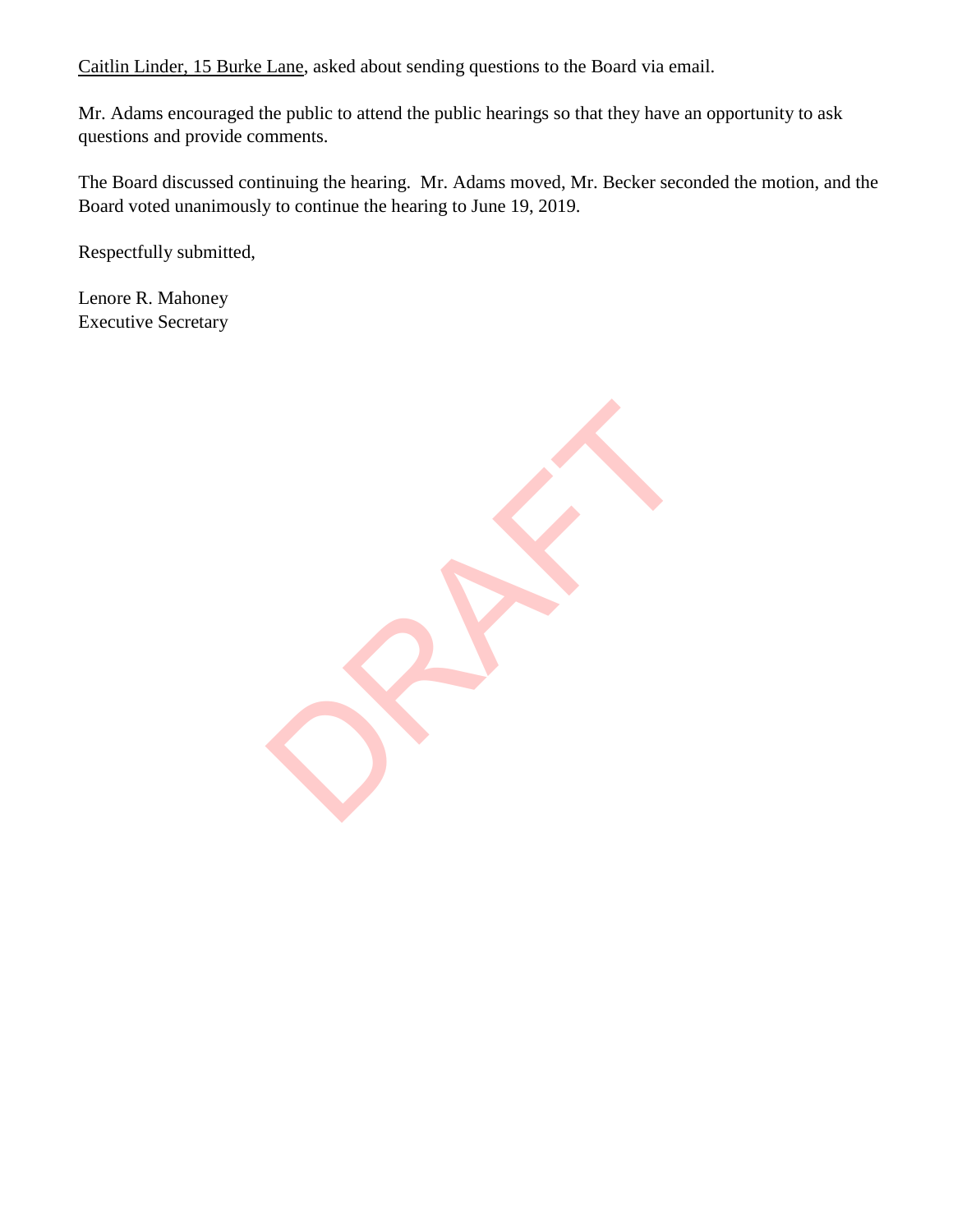Caitlin Linder, 15 Burke Lane, asked about sending questions to the Board via email.

Mr. Adams encouraged the public to attend the public hearings so that they have an opportunity to ask questions and provide comments.

The Board discussed continuing the hearing. Mr. Adams moved, Mr. Becker seconded the motion, and the Board voted unanimously to continue the hearing to June 19, 2019.

Respectfully submitted,

Lenore R. Mahoney
Executive Secretary

DRAFT